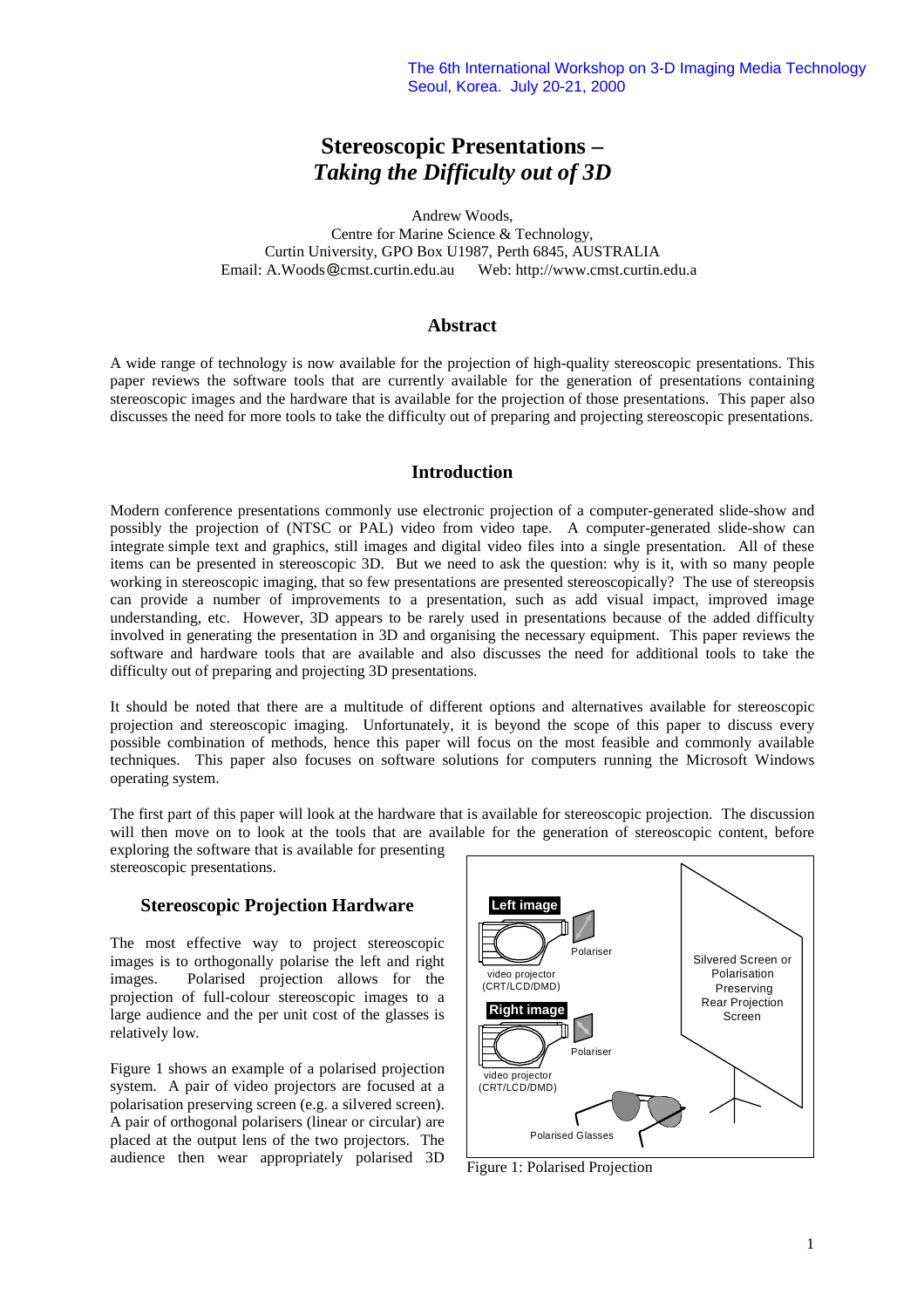The 6th International Workshop on 3-D Imaging Media Technology
Seoul, Korea. July 20-21, 2000

# Stereoscopic Presentations – *Taking the Difficulty out of 3D*

Andrew Woods,
Centre for Marine Science & Technology,
Curtin University, GPO Box U1987, Perth 6845, AUSTRALIA
Email: A.Woods@cmst.curtin.edu.au Web: http://www.cmst.curtin.edu.a

## Abstract

A wide range of technology is now available for the projection of high-quality stereoscopic presentations. This paper reviews the software tools that are currently available for the generation of presentations containing stereoscopic images and the hardware that is available for the projection of those presentations. This paper also discusses the need for more tools to take the difficulty out of preparing and projecting stereoscopic presentations.

## Introduction

Modern conference presentations commonly use electronic projection of a computer-generated slide-show and possibly the projection of (NTSC or PAL) video from video tape. A computer-generated slide-show can integrate simple text and graphics, still images and digital video files into a single presentation. All of these items can be presented in stereoscopic 3D. But we need to ask the question: why is it, with so many people working in stereoscopic imaging, that so few presentations are presented stereoscopically? The use of stereopsis can provide a number of improvements to a presentation, such as add visual impact, improved image understanding, etc. However, 3D appears to be rarely used in presentations because of the added difficulty involved in generating the presentation in 3D and organising the necessary equipment. This paper reviews the software and hardware tools that are available and also discusses the need for additional tools to take the difficulty out of preparing and projecting 3D presentations.

It should be noted that there are a multitude of different options and alternatives available for stereoscopic projection and stereoscopic imaging. Unfortunately, it is beyond the scope of this paper to discuss every possible combination of methods, hence this paper will focus on the most feasible and commonly available techniques. This paper also focuses on software solutions for computers running the Microsoft Windows operating system.

The first part of this paper will look at the hardware that is available for stereoscopic projection. The discussion will then move on to look at the tools that are available for the generation of stereoscopic content, before exploring the software that is available for presenting stereoscopic presentations.

## Stereoscopic Projection Hardware

The most effective way to project stereoscopic images is to orthogonally polarise the left and right images. Polarised projection allows for the projection of full-colour stereoscopic images to a large audience and the per unit cost of the glasses is relatively low.

Figure 1 shows an example of a polarised projection system. A pair of video projectors are focused at a polarisation preserving screen (e.g. a silvered screen). A pair of orthogonal polarisers (linear or circular) are placed at the output lens of the two projectors. The audience then wear appropriately polarised 3D

Left image | Polariser | video projector (CRT/LCD/DMD) | Right image | Polariser | video projector (CRT/LCD/DMD) | Silvered Screen or Polarisation Preserving Rear Projection Screen | Polarised Glasses

Figure 1: Polarised Projection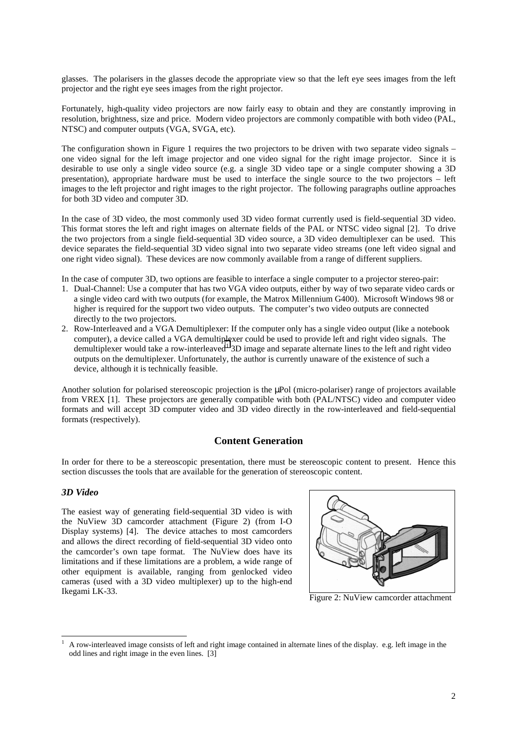glasses. The polarisers in the glasses decode the appropriate view so that the left eye sees images from the left projector and the right eye sees images from the right projector.

Fortunately, high-quality video projectors are now fairly easy to obtain and they are constantly improving in resolution, brightness, size and price. Modern video projectors are commonly compatible with both video (PAL, NTSC) and computer outputs (VGA, SVGA, etc).

The configuration shown in Figure 1 requires the two projectors to be driven with two separate video signals – one video signal for the left image projector and one video signal for the right image projector. Since it is desirable to use only a single video source (e.g. a single 3D video tape or a single computer showing a 3D presentation), appropriate hardware must be used to interface the single source to the two projectors – left images to the left projector and right images to the right projector. The following paragraphs outline approaches for both 3D video and computer 3D.

In the case of 3D video, the most commonly used 3D video format currently used is field-sequential 3D video. This format stores the left and right images on alternate fields of the PAL or NTSC video signal [2]. To drive the two projectors from a single field-sequential 3D video source, a 3D video demultiplexer can be used. This device separates the field-sequential 3D video signal into two separate video streams (one left video signal and one right video signal). These devices are now commonly available from a range of different suppliers.

In the case of computer 3D, two options are feasible to interface a single computer to a projector stereo-pair:

1. Dual-Channel: Use a computer that has two VGA video outputs, either by way of two separate video cards or a single video card with two outputs (for example, the Matrox Millennium G400). Microsoft Windows 98 or higher is required for the support two video outputs. The computer's two video outputs are connected directly to the two projectors.
2. Row-Interleaved and a VGA Demultiplexer: If the computer only has a single video output (like a notebook computer), a device called a VGA demultiplexer could be used to provide left and right video signals. The demultiplexer would take a row-interleaved[1] 3D image and separate alternate lines to the left and right video outputs on the demultiplexer. Unfortunately, the author is currently unaware of the existence of such a device, although it is technically feasible.

Another solution for polarised stereoscopic projection is the µPol (micro-polariser) range of projectors available from VREX [1]. These projectors are generally compatible with both (PAL/NTSC) video and computer video formats and will accept 3D computer video and 3D video directly in the row-interleaved and field-sequential formats (respectively).

## Content Generation

In order for there to be a stereoscopic presentation, there must be stereoscopic content to present. Hence this section discusses the tools that are available for the generation of stereoscopic content.

### *3D Video*

The easiest way of generating field-sequential 3D video is with the NuView 3D camcorder attachment (Figure 2) (from I-O Display systems) [4]. The device attaches to most camcorders and allows the direct recording of field-sequential 3D video onto the camcorder's own tape format. The NuView does have its limitations and if these limitations are a problem, a wide range of other equipment is available, ranging from genlocked video cameras (used with a 3D video multiplexer) up to the high-end Ikegami LK-33.

Figure 2: NuView camcorder attachment

---

[1] A row-interleaved image consists of left and right image contained in alternate lines of the display. e.g. left image in the odd lines and right image in the even lines. [3]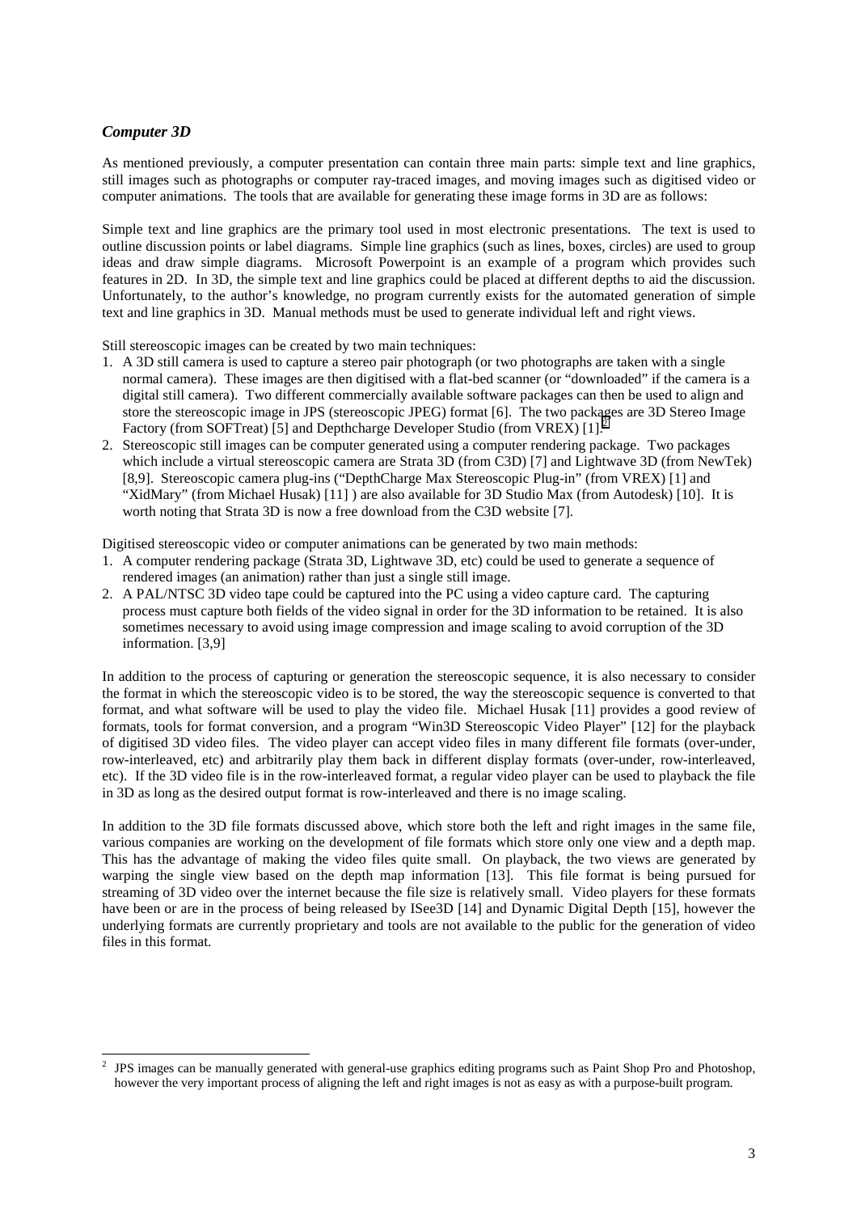### *Computer 3D*

As mentioned previously, a computer presentation can contain three main parts: simple text and line graphics, still images such as photographs or computer ray-traced images, and moving images such as digitised video or computer animations. The tools that are available for generating these image forms in 3D are as follows:

Simple text and line graphics are the primary tool used in most electronic presentations. The text is used to outline discussion points or label diagrams. Simple line graphics (such as lines, boxes, circles) are used to group ideas and draw simple diagrams. Microsoft Powerpoint is an example of a program which provides such features in 2D. In 3D, the simple text and line graphics could be placed at different depths to aid the discussion. Unfortunately, to the author's knowledge, no program currently exists for the automated generation of simple text and line graphics in 3D. Manual methods must be used to generate individual left and right views.

Still stereoscopic images can be created by two main techniques:

1. A 3D still camera is used to capture a stereo pair photograph (or two photographs are taken with a single normal camera). These images are then digitised with a flat-bed scanner (or "downloaded" if the camera is a digital still camera). Two different commercially available software packages can then be used to align and store the stereoscopic image in JPS (stereoscopic JPEG) format [6]. The two packages are 3D Stereo Image Factory (from SOFTreat) [5] and Depthcharge Developer Studio (from VREX) [1].[2]
2. Stereoscopic still images can be computer generated using a computer rendering package. Two packages which include a virtual stereoscopic camera are Strata 3D (from C3D) [7] and Lightwave 3D (from NewTek) [8,9]. Stereoscopic camera plug-ins ("DepthCharge Max Stereoscopic Plug-in" (from VREX) [1] and "XidMary" (from Michael Husak) [11] ) are also available for 3D Studio Max (from Autodesk) [10]. It is worth noting that Strata 3D is now a free download from the C3D website [7].

Digitised stereoscopic video or computer animations can be generated by two main methods:

1. A computer rendering package (Strata 3D, Lightwave 3D, etc) could be used to generate a sequence of rendered images (an animation) rather than just a single still image.
2. A PAL/NTSC 3D video tape could be captured into the PC using a video capture card. The capturing process must capture both fields of the video signal in order for the 3D information to be retained. It is also sometimes necessary to avoid using image compression and image scaling to avoid corruption of the 3D information. [3,9]

In addition to the process of capturing or generation the stereoscopic sequence, it is also necessary to consider the format in which the stereoscopic video is to be stored, the way the stereoscopic sequence is converted to that format, and what software will be used to play the video file. Michael Husak [11] provides a good review of formats, tools for format conversion, and a program "Win3D Stereoscopic Video Player" [12] for the playback of digitised 3D video files. The video player can accept video files in many different file formats (over-under, row-interleaved, etc) and arbitrarily play them back in different display formats (over-under, row-interleaved, etc). If the 3D video file is in the row-interleaved format, a regular video player can be used to playback the file in 3D as long as the desired output format is row-interleaved and there is no image scaling.

In addition to the 3D file formats discussed above, which store both the left and right images in the same file, various companies are working on the development of file formats which store only one view and a depth map. This has the advantage of making the video files quite small. On playback, the two views are generated by warping the single view based on the depth map information [13]. This file format is being pursued for streaming of 3D video over the internet because the file size is relatively small. Video players for these formats have been or are in the process of being released by ISee3D [14] and Dynamic Digital Depth [15], however the underlying formats are currently proprietary and tools are not available to the public for the generation of video files in this format.

---

[2] JPS images can be manually generated with general-use graphics editing programs such as Paint Shop Pro and Photoshop, however the very important process of aligning the left and right images is not as easy as with a purpose-built program.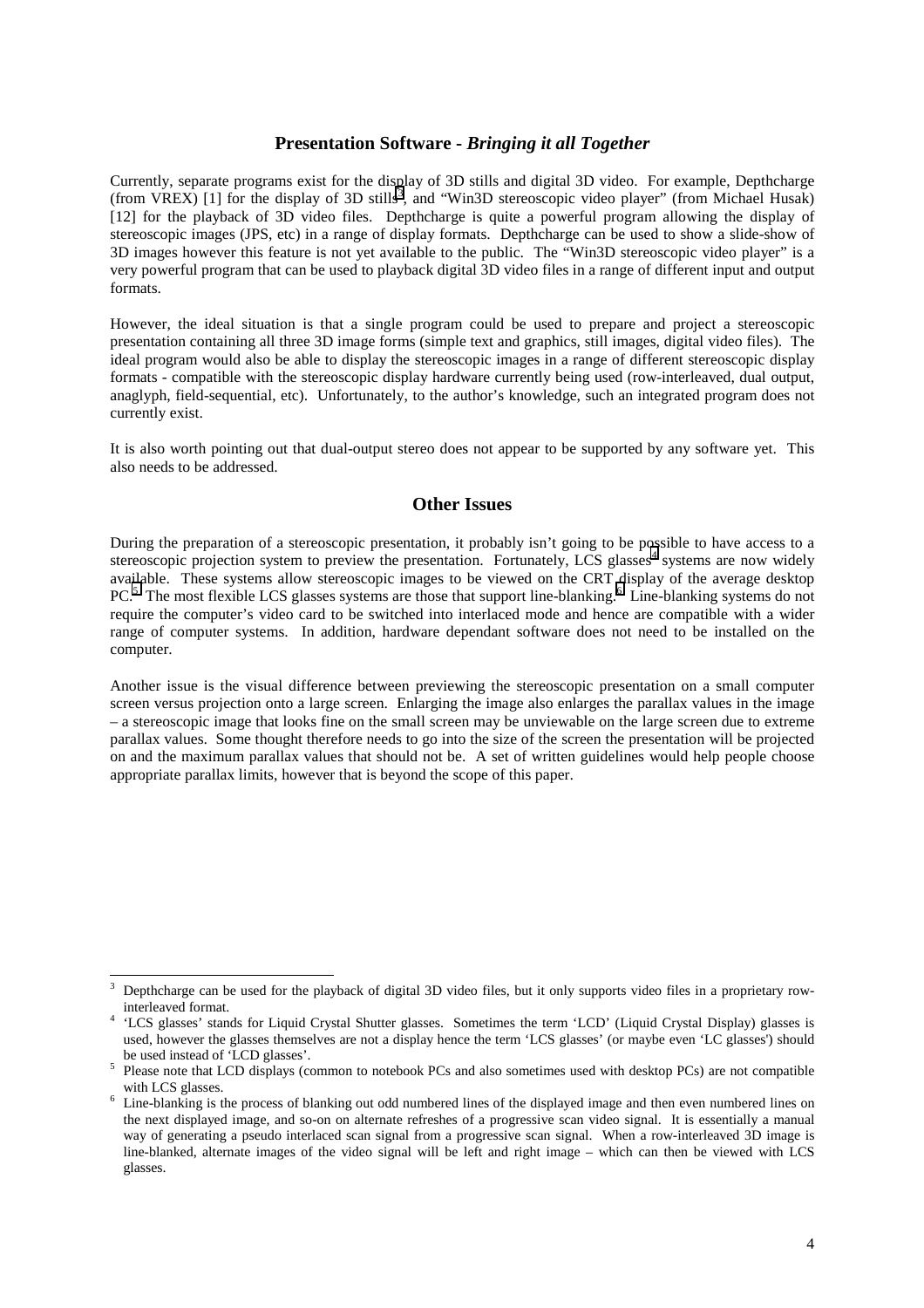## Presentation Software - *Bringing it all Together*

Currently, separate programs exist for the display of 3D stills and digital 3D video. For example, Depthcharge (from VREX) [1] for the display of 3D stills[3], and "Win3D stereoscopic video player" (from Michael Husak) [12] for the playback of 3D video files. Depthcharge is quite a powerful program allowing the display of stereoscopic images (JPS, etc) in a range of display formats. Depthcharge can be used to show a slide-show of 3D images however this feature is not yet available to the public. The "Win3D stereoscopic video player" is a very powerful program that can be used to playback digital 3D video files in a range of different input and output formats.

However, the ideal situation is that a single program could be used to prepare and project a stereoscopic presentation containing all three 3D image forms (simple text and graphics, still images, digital video files). The ideal program would also be able to display the stereoscopic images in a range of different stereoscopic display formats - compatible with the stereoscopic display hardware currently being used (row-interleaved, dual output, anaglyph, field-sequential, etc). Unfortunately, to the author's knowledge, such an integrated program does not currently exist.

It is also worth pointing out that dual-output stereo does not appear to be supported by any software yet. This also needs to be addressed.

## Other Issues

During the preparation of a stereoscopic presentation, it probably isn't going to be possible to have access to a stereoscopic projection system to preview the presentation. Fortunately, LCS glasses[4] systems are now widely available. These systems allow stereoscopic images to be viewed on the CRT display of the average desktop PC.[5] The most flexible LCS glasses systems are those that support line-blanking.[6] Line-blanking systems do not require the computer's video card to be switched into interlaced mode and hence are compatible with a wider range of computer systems. In addition, hardware dependant software does not need to be installed on the computer.

Another issue is the visual difference between previewing the stereoscopic presentation on a small computer screen versus projection onto a large screen. Enlarging the image also enlarges the parallax values in the image – a stereoscopic image that looks fine on the small screen may be unviewable on the large screen due to extreme parallax values. Some thought therefore needs to go into the size of the screen the presentation will be projected on and the maximum parallax values that should not be. A set of written guidelines would help people choose appropriate parallax limits, however that is beyond the scope of this paper.

---

[3] Depthcharge can be used for the playback of digital 3D video files, but it only supports video files in a proprietary row-interleaved format.

[4] 'LCS glasses' stands for Liquid Crystal Shutter glasses. Sometimes the term 'LCD' (Liquid Crystal Display) glasses is used, however the glasses themselves are not a display hence the term 'LCS glasses' (or maybe even 'LC glasses') should be used instead of 'LCD glasses'.

[5] Please note that LCD displays (common to notebook PCs and also sometimes used with desktop PCs) are not compatible with LCS glasses.

[6] Line-blanking is the process of blanking out odd numbered lines of the displayed image and then even numbered lines on the next displayed image, and so-on on alternate refreshes of a progressive scan video signal. It is essentially a manual way of generating a pseudo interlaced scan signal from a progressive scan signal. When a row-interleaved 3D image is line-blanked, alternate images of the video signal will be left and right image – which can then be viewed with LCS glasses.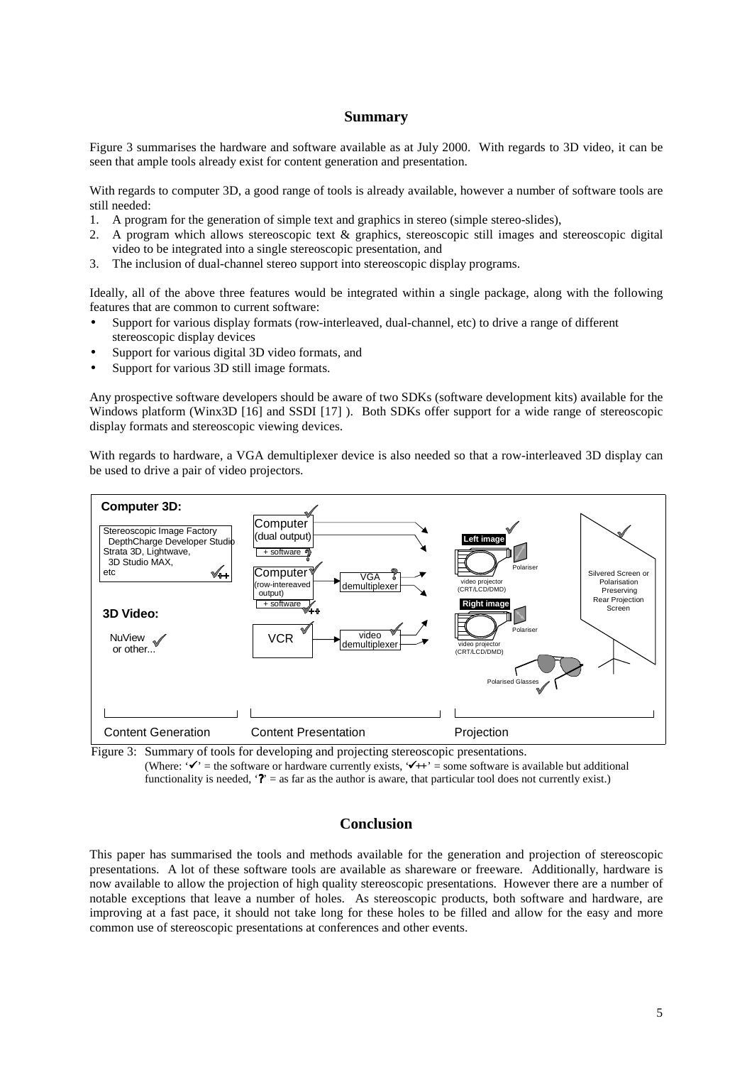## Summary

Figure 3 summarises the hardware and software available as at July 2000. With regards to 3D video, it can be seen that ample tools already exist for content generation and presentation.

With regards to computer 3D, a good range of tools is already available, however a number of software tools are still needed:

1. A program for the generation of simple text and graphics in stereo (simple stereo-slides),
2. A program which allows stereoscopic text & graphics, stereoscopic still images and stereoscopic digital video to be integrated into a single stereoscopic presentation, and
3. The inclusion of dual-channel stereo support into stereoscopic display programs.

Ideally, all of the above three features would be integrated within a single package, along with the following features that are common to current software:

- Support for various display formats (row-interleaved, dual-channel, etc) to drive a range of different stereoscopic display devices
- Support for various digital 3D video formats, and
- Support for various 3D still image formats.

Any prospective software developers should be aware of two SDKs (software development kits) available for the Windows platform (Winx3D [16] and SSDI [17] ). Both SDKs offer support for a wide range of stereoscopic display formats and stereoscopic viewing devices.

With regards to hardware, a VGA demultiplexer device is also needed so that a row-interleaved 3D display can be used to drive a pair of video projectors.

Figure 3: Summary of tools for developing and projecting stereoscopic presentations. (Where: '✓' = the software or hardware currently exists, '✓++' = some software is available but additional functionality is needed, '?' = as far as the author is aware, that particular tool does not currently exist.)

## Conclusion

This paper has summarised the tools and methods available for the generation and projection of stereoscopic presentations. A lot of these software tools are available as shareware or freeware. Additionally, hardware is now available to allow the projection of high quality stereoscopic presentations. However there are a number of notable exceptions that leave a number of holes. As stereoscopic products, both software and hardware, are improving at a fast pace, it should not take long for these holes to be filled and allow for the easy and more common use of stereoscopic presentations at conferences and other events.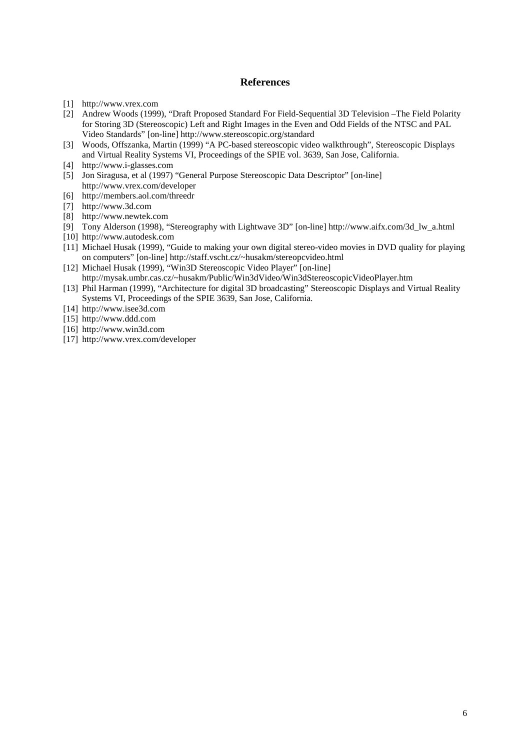## References

[1] http://www.vrex.com

[2] Andrew Woods (1999), "Draft Proposed Standard For Field-Sequential 3D Television –The Field Polarity for Storing 3D (Stereoscopic) Left and Right Images in the Even and Odd Fields of the NTSC and PAL Video Standards" [on-line] http://www.stereoscopic.org/standard

[3] Woods, Offszanka, Martin (1999) "A PC-based stereoscopic video walkthrough", Stereoscopic Displays and Virtual Reality Systems VI, Proceedings of the SPIE vol. 3639, San Jose, California.

[4] http://www.i-glasses.com

[5] Jon Siragusa, et al (1997) "General Purpose Stereoscopic Data Descriptor" [on-line] http://www.vrex.com/developer

[6] http://members.aol.com/threedr

[7] http://www.3d.com

[8] http://www.newtek.com

[9] Tony Alderson (1998), "Stereography with Lightwave 3D" [on-line] http://www.aifx.com/3d_lw_a.html

[10] http://www.autodesk.com

[11] Michael Husak (1999), "Guide to making your own digital stereo-video movies in DVD quality for playing on computers" [on-line] http://staff.vscht.cz/~husakm/stereopcvideo.html

[12] Michael Husak (1999), "Win3D Stereoscopic Video Player" [on-line] http://mysak.umbr.cas.cz/~husakm/Public/Win3dVideo/Win3dStereoscopicVideoPlayer.htm

[13] Phil Harman (1999), "Architecture for digital 3D broadcasting" Stereoscopic Displays and Virtual Reality Systems VI, Proceedings of the SPIE 3639, San Jose, California.

[14] http://www.isee3d.com

[15] http://www.ddd.com

[16] http://www.win3d.com

[17] http://www.vrex.com/developer